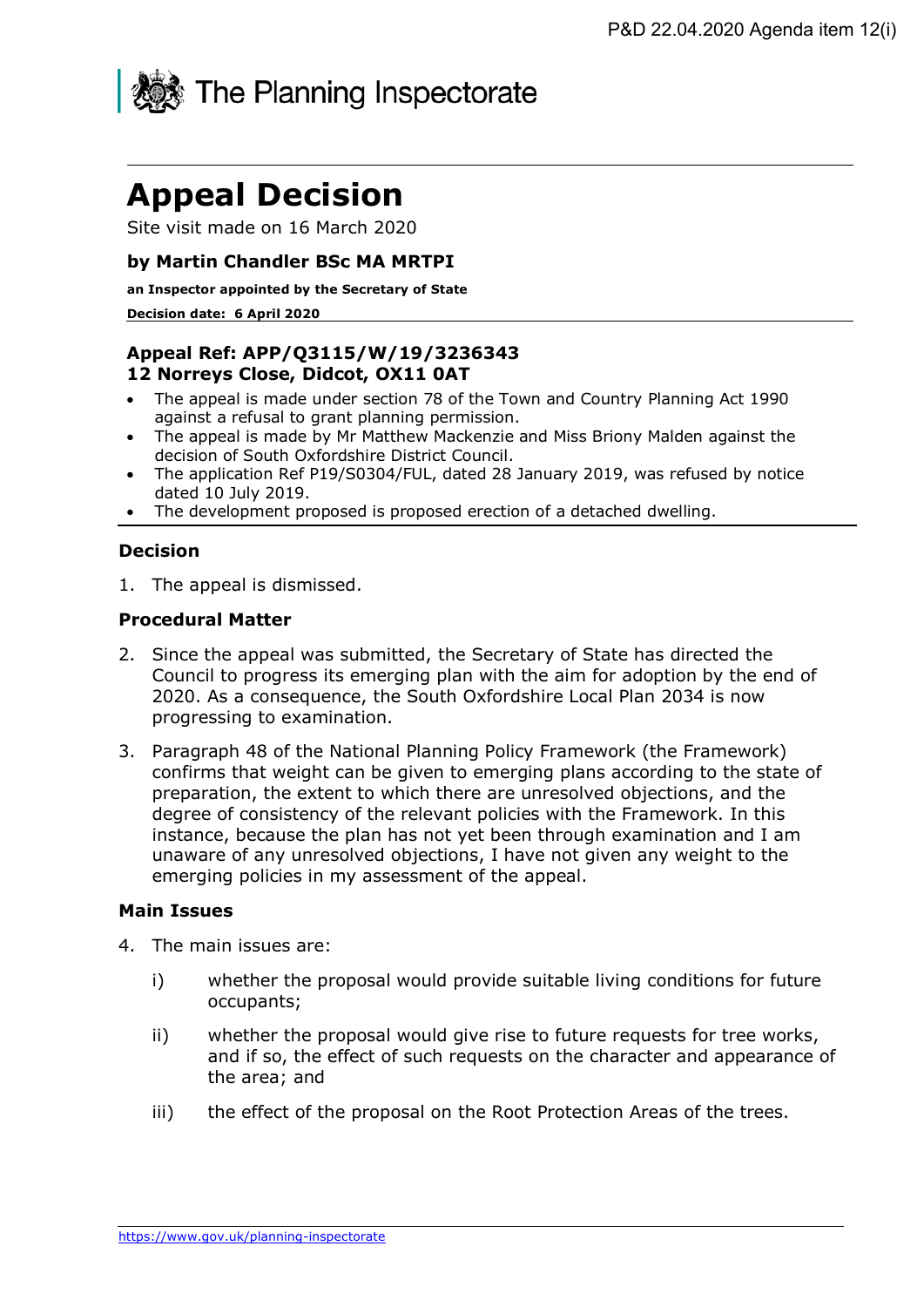The Planning Inspectorate

# Appeal Decision

Site visit made on 16 March 2020

**by Martin Chandler BSc MA MRTPI**

**an Inspector appointed by the Secretary of State**

**Decision date: 6 April 2020**

**Appeal Ref: APP/Q3115/W/19/3236343**
**12 Norreys Close, Didcot, OX11 0AT**

- The appeal is made under section 78 of the Town and Country Planning Act 1990 against a refusal to grant planning permission.
- The appeal is made by Mr Matthew Mackenzie and Miss Briony Malden against the decision of South Oxfordshire District Council.
- The application Ref P19/S0304/FUL, dated 28 January 2019, was refused by notice dated 10 July 2019.
- The development proposed is proposed erection of a detached dwelling.

## Decision

1. The appeal is dismissed.

## Procedural Matter

2. Since the appeal was submitted, the Secretary of State has directed the Council to progress its emerging plan with the aim for adoption by the end of 2020. As a consequence, the South Oxfordshire Local Plan 2034 is now progressing to examination.

3. Paragraph 48 of the National Planning Policy Framework (the Framework) confirms that weight can be given to emerging plans according to the state of preparation, the extent to which there are unresolved objections, and the degree of consistency of the relevant policies with the Framework. In this instance, because the plan has not yet been through examination and I am unaware of any unresolved objections, I have not given any weight to the emerging policies in my assessment of the appeal.

## Main Issues

4. The main issues are:

   i) whether the proposal would provide suitable living conditions for future occupants;

   ii) whether the proposal would give rise to future requests for tree works, and if so, the effect of such requests on the character and appearance of the area; and

   iii) the effect of the proposal on the Root Protection Areas of the trees.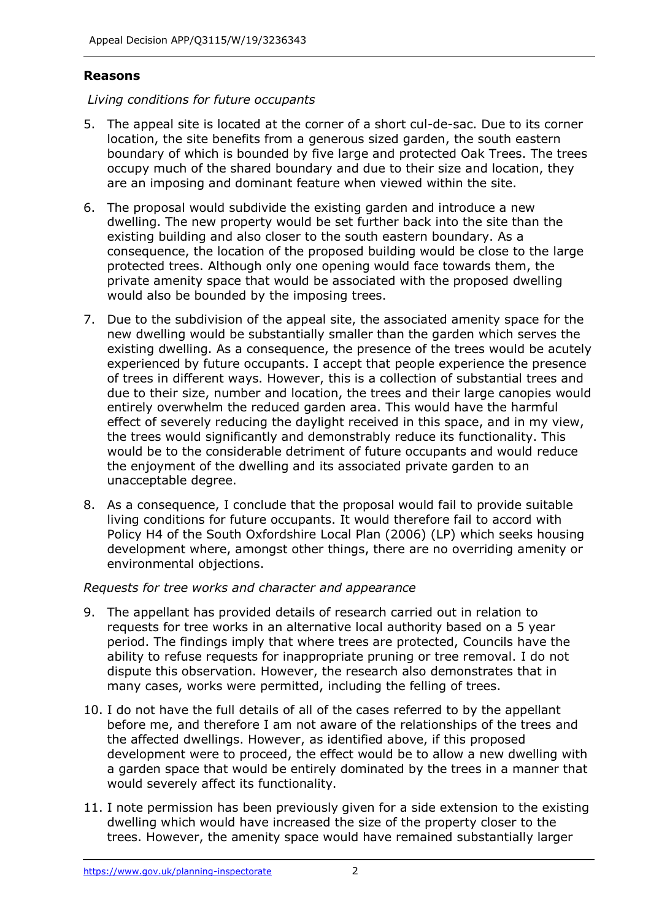**Reasons**

*Living conditions for future occupants*

5. The appeal site is located at the corner of a short cul-de-sac. Due to its corner location, the site benefits from a generous sized garden, the south eastern boundary of which is bounded by five large and protected Oak Trees. The trees occupy much of the shared boundary and due to their size and location, they are an imposing and dominant feature when viewed within the site.

6. The proposal would subdivide the existing garden and introduce a new dwelling. The new property would be set further back into the site than the existing building and also closer to the south eastern boundary. As a consequence, the location of the proposed building would be close to the large protected trees. Although only one opening would face towards them, the private amenity space that would be associated with the proposed dwelling would also be bounded by the imposing trees.

7. Due to the subdivision of the appeal site, the associated amenity space for the new dwelling would be substantially smaller than the garden which serves the existing dwelling. As a consequence, the presence of the trees would be acutely experienced by future occupants. I accept that people experience the presence of trees in different ways. However, this is a collection of substantial trees and due to their size, number and location, the trees and their large canopies would entirely overwhelm the reduced garden area. This would have the harmful effect of severely reducing the daylight received in this space, and in my view, the trees would significantly and demonstrably reduce its functionality. This would be to the considerable detriment of future occupants and would reduce the enjoyment of the dwelling and its associated private garden to an unacceptable degree.

8. As a consequence, I conclude that the proposal would fail to provide suitable living conditions for future occupants. It would therefore fail to accord with Policy H4 of the South Oxfordshire Local Plan (2006) (LP) which seeks housing development where, amongst other things, there are no overriding amenity or environmental objections.

*Requests for tree works and character and appearance*

9. The appellant has provided details of research carried out in relation to requests for tree works in an alternative local authority based on a 5 year period. The findings imply that where trees are protected, Councils have the ability to refuse requests for inappropriate pruning or tree removal. I do not dispute this observation. However, the research also demonstrates that in many cases, works were permitted, including the felling of trees.

10. I do not have the full details of all of the cases referred to by the appellant before me, and therefore I am not aware of the relationships of the trees and the affected dwellings. However, as identified above, if this proposed development were to proceed, the effect would be to allow a new dwelling with a garden space that would be entirely dominated by the trees in a manner that would severely affect its functionality.

11. I note permission has been previously given for a side extension to the existing dwelling which would have increased the size of the property closer to the trees. However, the amenity space would have remained substantially larger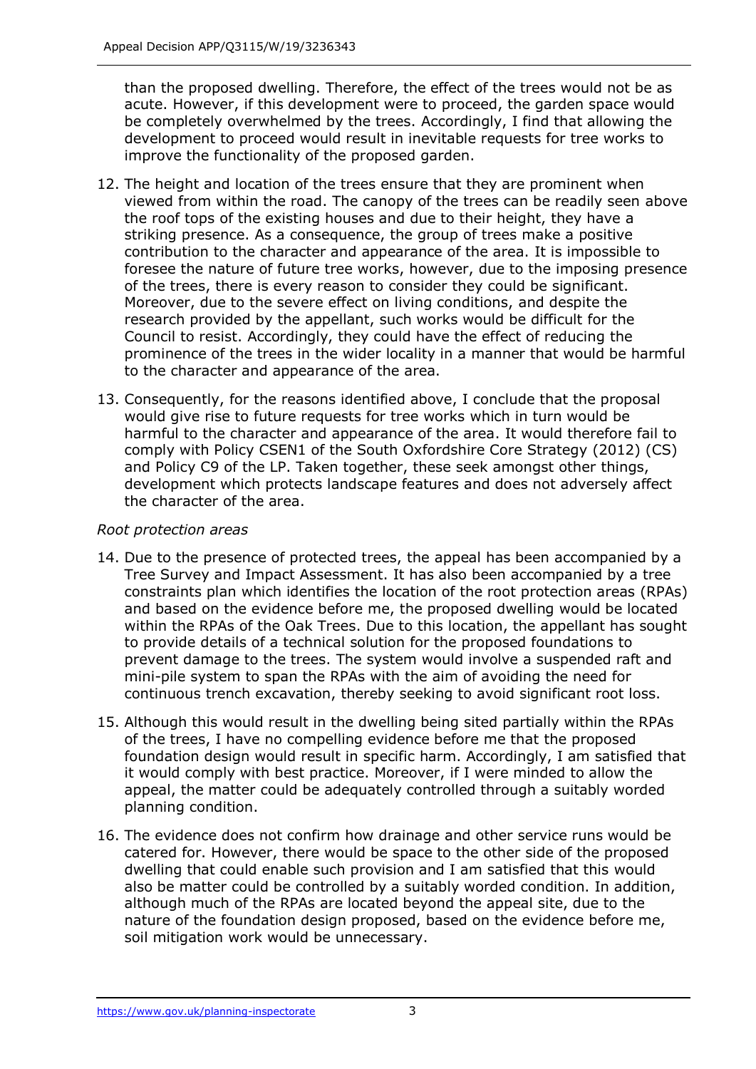than the proposed dwelling. Therefore, the effect of the trees would not be as acute. However, if this development were to proceed, the garden space would be completely overwhelmed by the trees. Accordingly, I find that allowing the development to proceed would result in inevitable requests for tree works to improve the functionality of the proposed garden.

12. The height and location of the trees ensure that they are prominent when viewed from within the road. The canopy of the trees can be readily seen above the roof tops of the existing houses and due to their height, they have a striking presence. As a consequence, the group of trees make a positive contribution to the character and appearance of the area. It is impossible to foresee the nature of future tree works, however, due to the imposing presence of the trees, there is every reason to consider they could be significant. Moreover, due to the severe effect on living conditions, and despite the research provided by the appellant, such works would be difficult for the Council to resist. Accordingly, they could have the effect of reducing the prominence of the trees in the wider locality in a manner that would be harmful to the character and appearance of the area.

13. Consequently, for the reasons identified above, I conclude that the proposal would give rise to future requests for tree works which in turn would be harmful to the character and appearance of the area. It would therefore fail to comply with Policy CSEN1 of the South Oxfordshire Core Strategy (2012) (CS) and Policy C9 of the LP. Taken together, these seek amongst other things, development which protects landscape features and does not adversely affect the character of the area.

*Root protection areas*

14. Due to the presence of protected trees, the appeal has been accompanied by a Tree Survey and Impact Assessment. It has also been accompanied by a tree constraints plan which identifies the location of the root protection areas (RPAs) and based on the evidence before me, the proposed dwelling would be located within the RPAs of the Oak Trees. Due to this location, the appellant has sought to provide details of a technical solution for the proposed foundations to prevent damage to the trees. The system would involve a suspended raft and mini-pile system to span the RPAs with the aim of avoiding the need for continuous trench excavation, thereby seeking to avoid significant root loss.

15. Although this would result in the dwelling being sited partially within the RPAs of the trees, I have no compelling evidence before me that the proposed foundation design would result in specific harm. Accordingly, I am satisfied that it would comply with best practice. Moreover, if I were minded to allow the appeal, the matter could be adequately controlled through a suitably worded planning condition.

16. The evidence does not confirm how drainage and other service runs would be catered for. However, there would be space to the other side of the proposed dwelling that could enable such provision and I am satisfied that this would also be matter could be controlled by a suitably worded condition. In addition, although much of the RPAs are located beyond the appeal site, due to the nature of the foundation design proposed, based on the evidence before me, soil mitigation work would be unnecessary.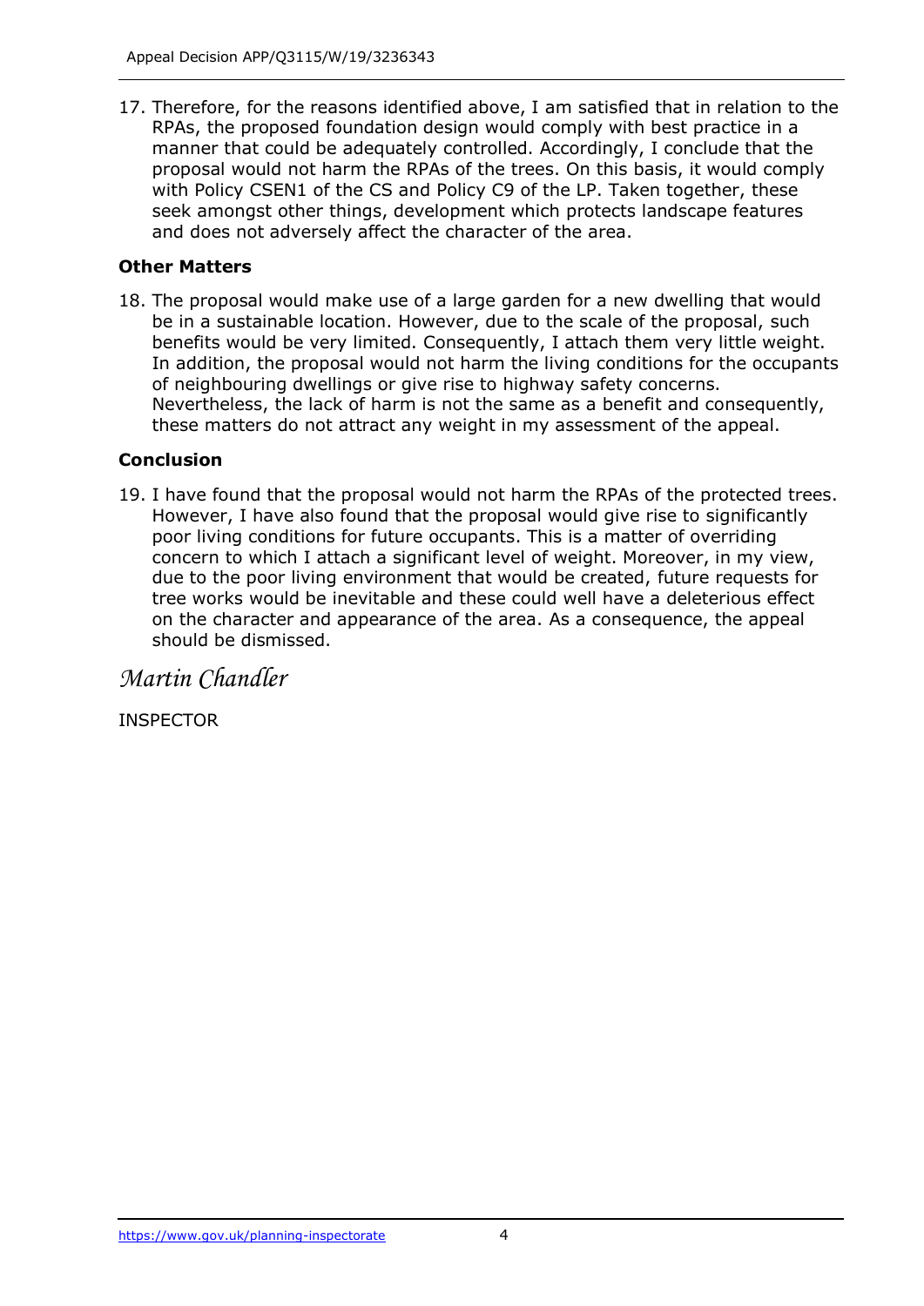17. Therefore, for the reasons identified above, I am satisfied that in relation to the RPAs, the proposed foundation design would comply with best practice in a manner that could be adequately controlled. Accordingly, I conclude that the proposal would not harm the RPAs of the trees. On this basis, it would comply with Policy CSEN1 of the CS and Policy C9 of the LP. Taken together, these seek amongst other things, development which protects landscape features and does not adversely affect the character of the area.

### Other Matters

18. The proposal would make use of a large garden for a new dwelling that would be in a sustainable location. However, due to the scale of the proposal, such benefits would be very limited. Consequently, I attach them very little weight. In addition, the proposal would not harm the living conditions for the occupants of neighbouring dwellings or give rise to highway safety concerns. Nevertheless, the lack of harm is not the same as a benefit and consequently, these matters do not attract any weight in my assessment of the appeal.

### Conclusion

19. I have found that the proposal would not harm the RPAs of the protected trees. However, I have also found that the proposal would give rise to significantly poor living conditions for future occupants. This is a matter of overriding concern to which I attach a significant level of weight. Moreover, in my view, due to the poor living environment that would be created, future requests for tree works would be inevitable and these could well have a deleterious effect on the character and appearance of the area. As a consequence, the appeal should be dismissed.

*Martin Chandler*

INSPECTOR